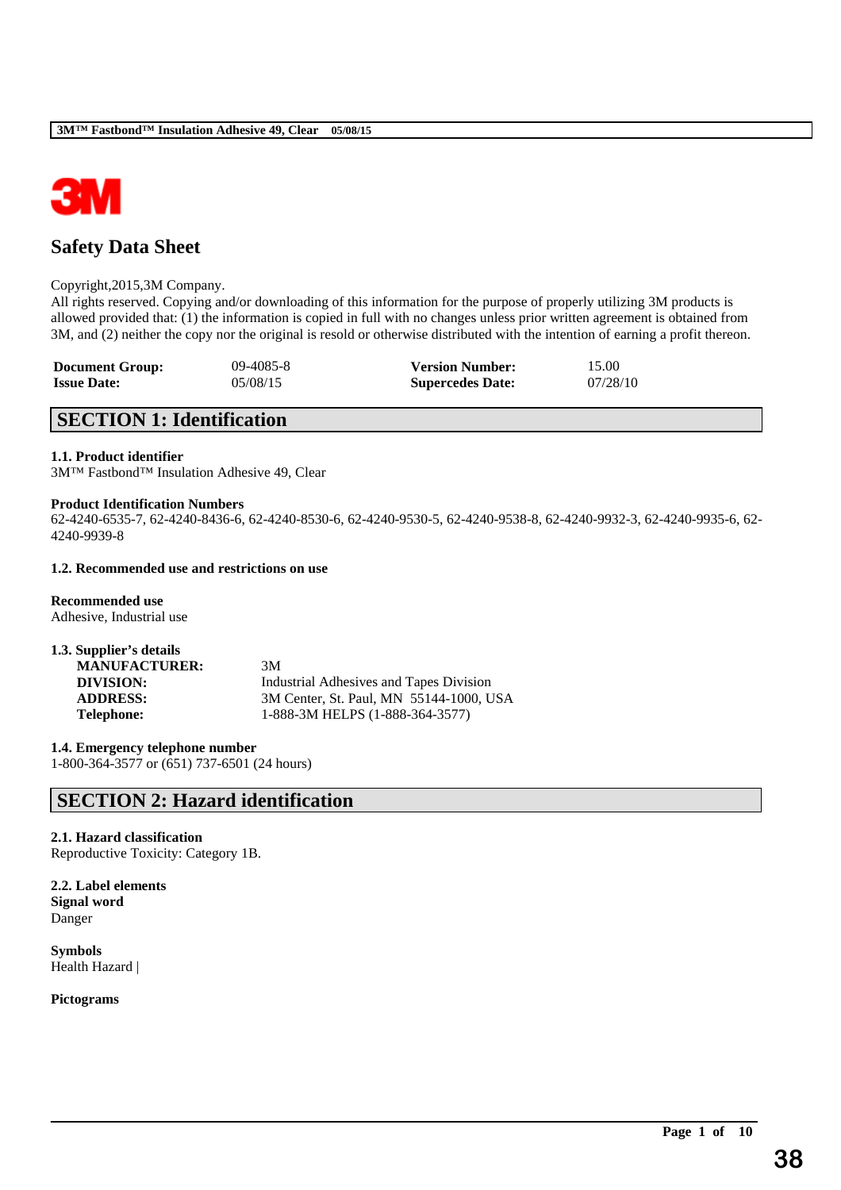# Safety Data Sheet

Copyright,2015,3M Company.
All rights reserved. Copying and/or downloading of this information for the purpose of properly utilizing 3M products is allowed provided that: (1) the information is copied in full with no changes unless prior written agreement is obtained from 3M, and (2) neither the copy nor the original is resold or otherwise distributed with the intention of earning a profit thereon.

| | | | |
|---|---|---|---|
| **Document Group:** | 09-4085-8 | **Version Number:** | 15.00 |
| **Issue Date:** | 05/08/15 | **Supercedes Date:** | 07/28/10 |

## SECTION 1: Identification

### 1.1. Product identifier
3M™ Fastbond™ Insulation Adhesive 49, Clear

**Product Identification Numbers**
62-4240-6535-7, 62-4240-8436-6, 62-4240-8530-6, 62-4240-9530-5, 62-4240-9538-8, 62-4240-9932-3, 62-4240-9935-6, 62-4240-9939-8

### 1.2. Recommended use and restrictions on use

**Recommended use**
Adhesive, Industrial use

### 1.3. Supplier's details

| | |
|---|---|
| **MANUFACTURER:** | 3M |
| **DIVISION:** | Industrial Adhesives and Tapes Division |
| **ADDRESS:** | 3M Center, St. Paul, MN 55144-1000, USA |
| **Telephone:** | 1-888-3M HELPS (1-888-364-3577) |

### 1.4. Emergency telephone number
1-800-364-3577 or (651) 737-6501 (24 hours)

## SECTION 2: Hazard identification

### 2.1. Hazard classification
Reproductive Toxicity: Category 1B.

### 2.2. Label elements
**Signal word**
Danger

**Symbols**
Health Hazard |

**Pictograms**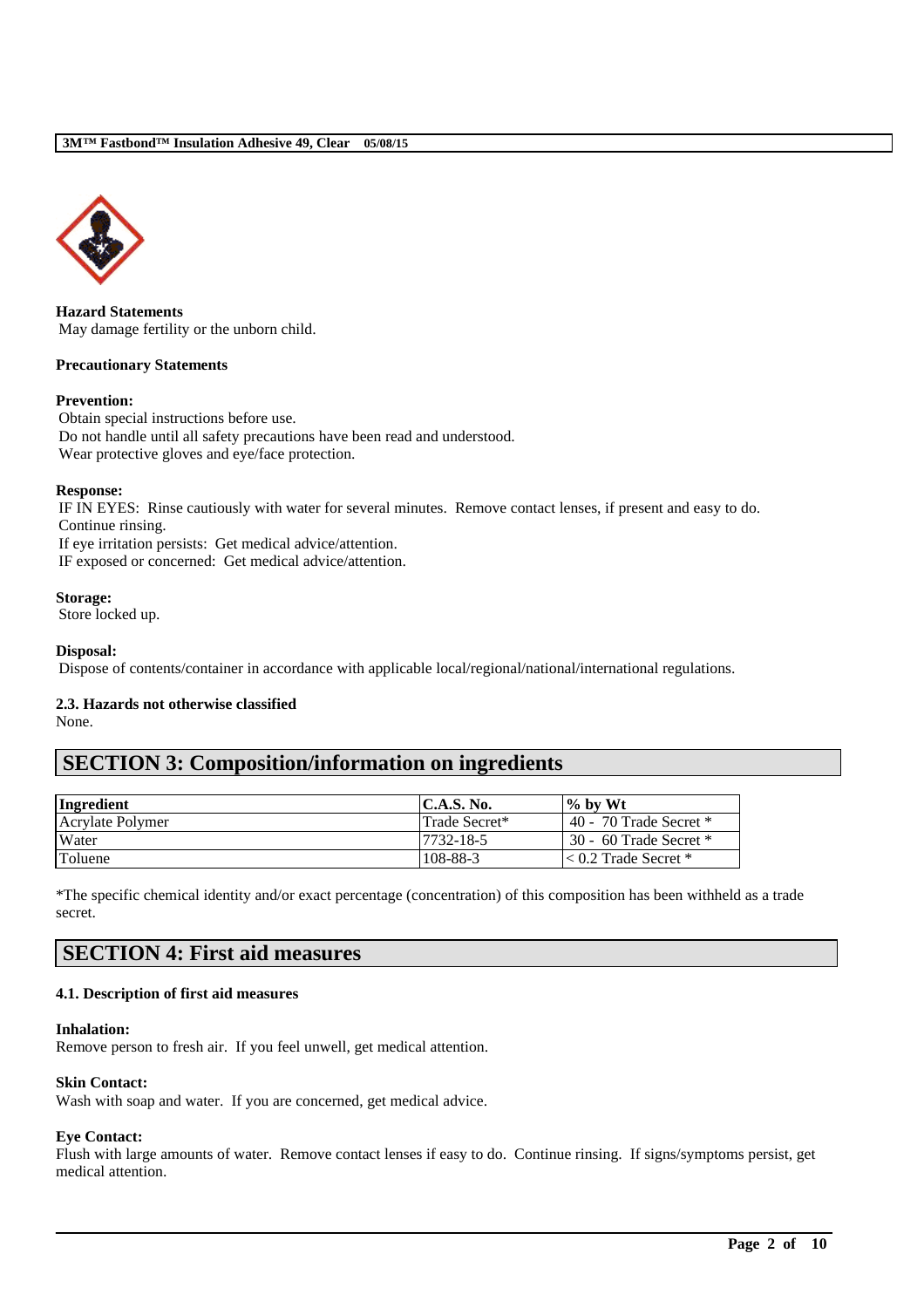**Hazard Statements**
May damage fertility or the unborn child.

**Precautionary Statements**

**Prevention:**
Obtain special instructions before use.
Do not handle until all safety precautions have been read and understood.
Wear protective gloves and eye/face protection.

**Response:**
IF IN EYES: Rinse cautiously with water for several minutes. Remove contact lenses, if present and easy to do. Continue rinsing.
If eye irritation persists: Get medical advice/attention.
IF exposed or concerned: Get medical advice/attention.

**Storage:**
Store locked up.

**Disposal:**
Dispose of contents/container in accordance with applicable local/regional/national/international regulations.

**2.3. Hazards not otherwise classified**
None.

## SECTION 3: Composition/information on ingredients

| Ingredient | C.A.S. No. | % by Wt |
|---|---|---|
| Acrylate Polymer | Trade Secret* | 40 - 70 Trade Secret * |
| Water | 7732-18-5 | 30 - 60 Trade Secret * |
| Toluene | 108-88-3 | < 0.2 Trade Secret * |

*The specific chemical identity and/or exact percentage (concentration) of this composition has been withheld as a trade secret.

## SECTION 4: First aid measures

**4.1. Description of first aid measures**

**Inhalation:**
Remove person to fresh air. If you feel unwell, get medical attention.

**Skin Contact:**
Wash with soap and water. If you are concerned, get medical advice.

**Eye Contact:**
Flush with large amounts of water. Remove contact lenses if easy to do. Continue rinsing. If signs/symptoms persist, get medical attention.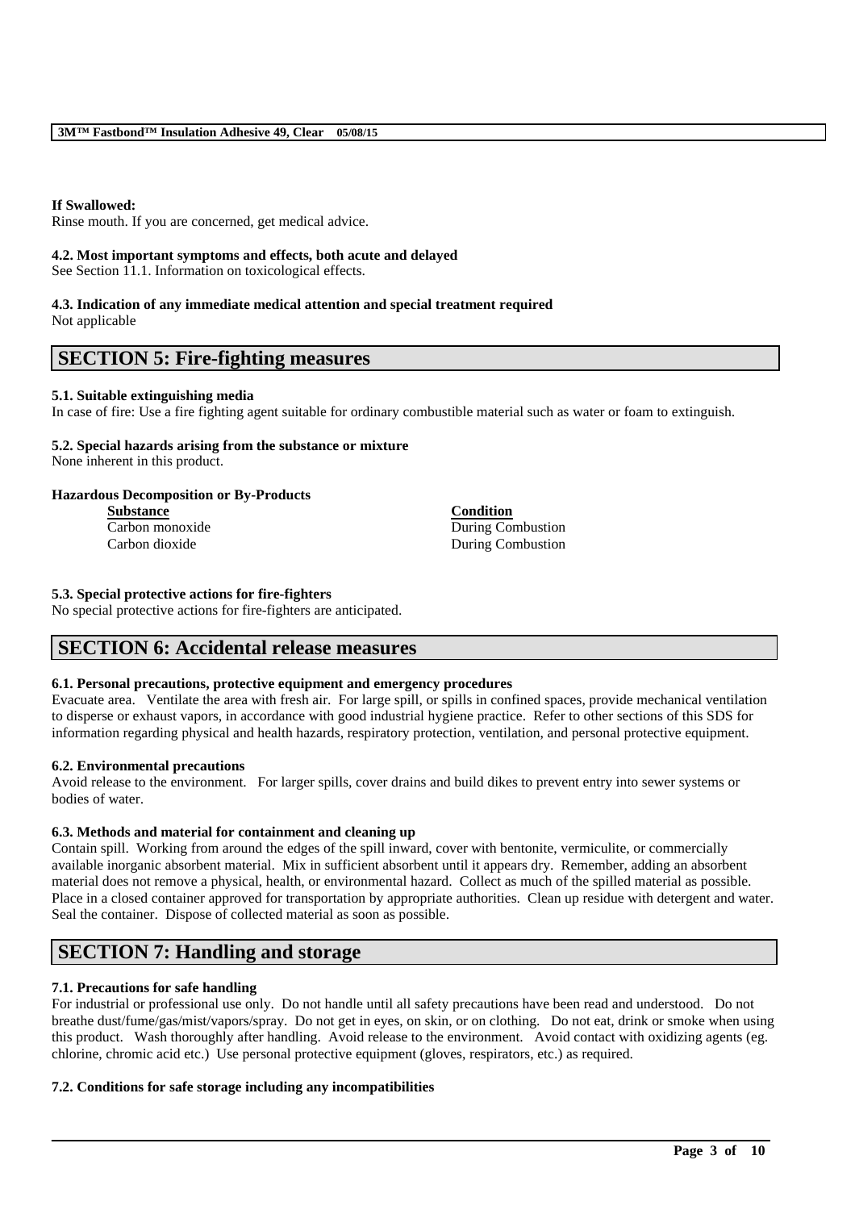**If Swallowed:**
Rinse mouth. If you are concerned, get medical advice.

**4.2. Most important symptoms and effects, both acute and delayed**
See Section 11.1. Information on toxicological effects.

**4.3. Indication of any immediate medical attention and special treatment required**
Not applicable

# SECTION 5: Fire-fighting measures

**5.1. Suitable extinguishing media**
In case of fire: Use a fire fighting agent suitable for ordinary combustible material such as water or foam to extinguish.

**5.2. Special hazards arising from the substance or mixture**
None inherent in this product.

**Hazardous Decomposition or By-Products**

| Substance | Condition |
| --- | --- |
| Carbon monoxide | During Combustion |
| Carbon dioxide | During Combustion |

**5.3. Special protective actions for fire-fighters**
No special protective actions for fire-fighters are anticipated.

# SECTION 6: Accidental release measures

**6.1. Personal precautions, protective equipment and emergency procedures**
Evacuate area. Ventilate the area with fresh air. For large spill, or spills in confined spaces, provide mechanical ventilation to disperse or exhaust vapors, in accordance with good industrial hygiene practice. Refer to other sections of this SDS for information regarding physical and health hazards, respiratory protection, ventilation, and personal protective equipment.

**6.2. Environmental precautions**
Avoid release to the environment. For larger spills, cover drains and build dikes to prevent entry into sewer systems or bodies of water.

**6.3. Methods and material for containment and cleaning up**
Contain spill. Working from around the edges of the spill inward, cover with bentonite, vermiculite, or commercially available inorganic absorbent material. Mix in sufficient absorbent until it appears dry. Remember, adding an absorbent material does not remove a physical, health, or environmental hazard. Collect as much of the spilled material as possible. Place in a closed container approved for transportation by appropriate authorities. Clean up residue with detergent and water. Seal the container. Dispose of collected material as soon as possible.

# SECTION 7: Handling and storage

**7.1. Precautions for safe handling**
For industrial or professional use only. Do not handle until all safety precautions have been read and understood. Do not breathe dust/fume/gas/mist/vapors/spray. Do not get in eyes, on skin, or on clothing. Do not eat, drink or smoke when using this product. Wash thoroughly after handling. Avoid release to the environment. Avoid contact with oxidizing agents (eg. chlorine, chromic acid etc.) Use personal protective equipment (gloves, respirators, etc.) as required.

**7.2. Conditions for safe storage including any incompatibilities**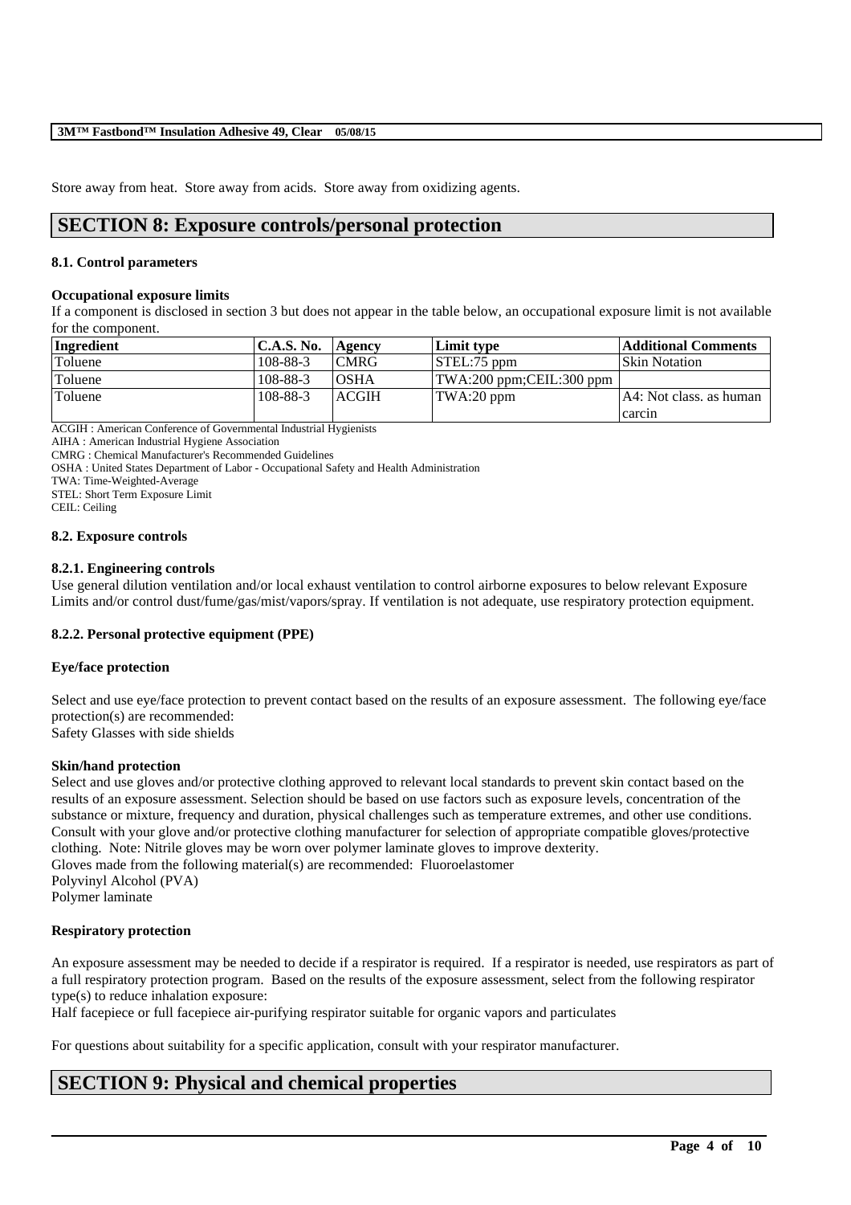Store away from heat. Store away from acids. Store away from oxidizing agents.

# SECTION 8: Exposure controls/personal protection

### 8.1. Control parameters

**Occupational exposure limits**

If a component is disclosed in section 3 but does not appear in the table below, an occupational exposure limit is not available for the component.

| Ingredient | C.A.S. No. | Agency | Limit type | Additional Comments |
|---|---|---|---|---|
| Toluene | 108-88-3 | CMRG | STEL:75 ppm | Skin Notation |
| Toluene | 108-88-3 | OSHA | TWA:200 ppm;CEIL:300 ppm | |
| Toluene | 108-88-3 | ACGIH | TWA:20 ppm | A4: Not class. as human carcin |

ACGIH : American Conference of Governmental Industrial Hygienists
AIHA : American Industrial Hygiene Association
CMRG : Chemical Manufacturer's Recommended Guidelines
OSHA : United States Department of Labor - Occupational Safety and Health Administration
TWA: Time-Weighted-Average
STEL: Short Term Exposure Limit
CEIL: Ceiling

### 8.2. Exposure controls

#### 8.2.1. Engineering controls

Use general dilution ventilation and/or local exhaust ventilation to control airborne exposures to below relevant Exposure Limits and/or control dust/fume/gas/mist/vapors/spray. If ventilation is not adequate, use respiratory protection equipment.

#### 8.2.2. Personal protective equipment (PPE)

**Eye/face protection**

Select and use eye/face protection to prevent contact based on the results of an exposure assessment. The following eye/face protection(s) are recommended:
Safety Glasses with side shields

**Skin/hand protection**

Select and use gloves and/or protective clothing approved to relevant local standards to prevent skin contact based on the results of an exposure assessment. Selection should be based on use factors such as exposure levels, concentration of the substance or mixture, frequency and duration, physical challenges such as temperature extremes, and other use conditions. Consult with your glove and/or protective clothing manufacturer for selection of appropriate compatible gloves/protective clothing. Note: Nitrile gloves may be worn over polymer laminate gloves to improve dexterity.
Gloves made from the following material(s) are recommended: Fluoroelastomer
Polyvinyl Alcohol (PVA)
Polymer laminate

**Respiratory protection**

An exposure assessment may be needed to decide if a respirator is required. If a respirator is needed, use respirators as part of a full respiratory protection program. Based on the results of the exposure assessment, select from the following respirator type(s) to reduce inhalation exposure:
Half facepiece or full facepiece air-purifying respirator suitable for organic vapors and particulates

For questions about suitability for a specific application, consult with your respirator manufacturer.

# SECTION 9: Physical and chemical properties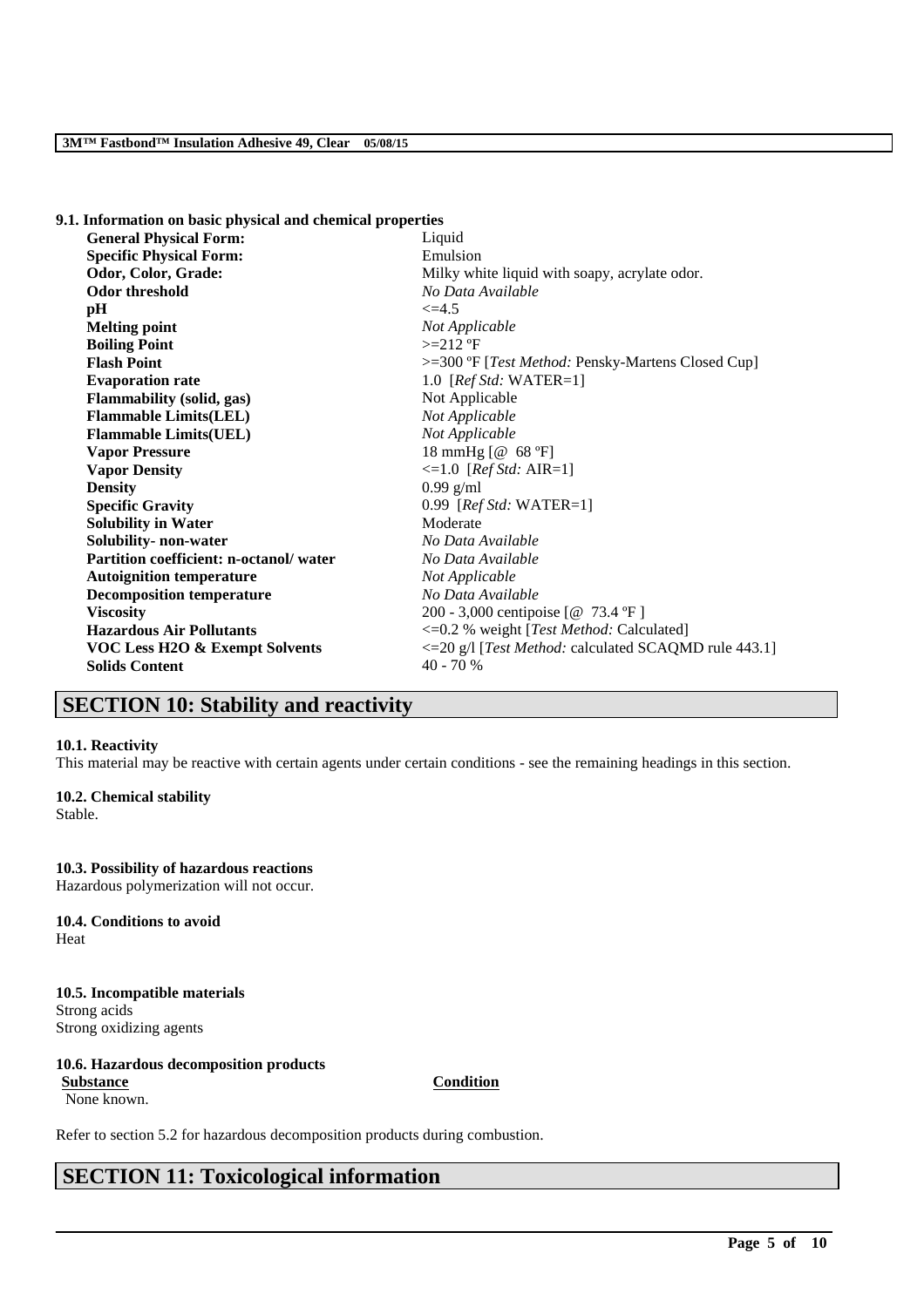### 9.1. Information on basic physical and chemical properties

| Property | Value |
|---|---|
| **General Physical Form:** | Liquid |
| **Specific Physical Form:** | Emulsion |
| **Odor, Color, Grade:** | Milky white liquid with soapy, acrylate odor. |
| **Odor threshold** | *No Data Available* |
| **pH** | <=4.5 |
| **Melting point** | *Not Applicable* |
| **Boiling Point** | >=212 ºF |
| **Flash Point** | >=300 ºF [*Test Method:* Pensky-Martens Closed Cup] |
| **Evaporation rate** | 1.0 [*Ref Std:* WATER=1] |
| **Flammability (solid, gas)** | Not Applicable |
| **Flammable Limits(LEL)** | *Not Applicable* |
| **Flammable Limits(UEL)** | *Not Applicable* |
| **Vapor Pressure** | 18 mmHg [@ 68 ºF] |
| **Vapor Density** | <=1.0 [*Ref Std:* AIR=1] |
| **Density** | 0.99 g/ml |
| **Specific Gravity** | 0.99 [*Ref Std:* WATER=1] |
| **Solubility in Water** | Moderate |
| **Solubility- non-water** | *No Data Available* |
| **Partition coefficient: n-octanol/ water** | *No Data Available* |
| **Autoignition temperature** | *Not Applicable* |
| **Decomposition temperature** | *No Data Available* |
| **Viscosity** | 200 - 3,000 centipoise [@ 73.4 ºF ] |
| **Hazardous Air Pollutants** | <=0.2 % weight [*Test Method:* Calculated] |
| **VOC Less H2O & Exempt Solvents** | <=20 g/l [*Test Method:* calculated SCAQMD rule 443.1] |
| **Solids Content** | 40 - 70 % |

## SECTION 10: Stability and reactivity

### 10.1. Reactivity

This material may be reactive with certain agents under certain conditions - see the remaining headings in this section.

### 10.2. Chemical stability

Stable.

### 10.3. Possibility of hazardous reactions

Hazardous polymerization will not occur.

### 10.4. Conditions to avoid

Heat

### 10.5. Incompatible materials

Strong acids
Strong oxidizing agents

### 10.6. Hazardous decomposition products

| Substance | Condition |
|---|---|
| None known. | |

Refer to section 5.2 for hazardous decomposition products during combustion.

## SECTION 11: Toxicological information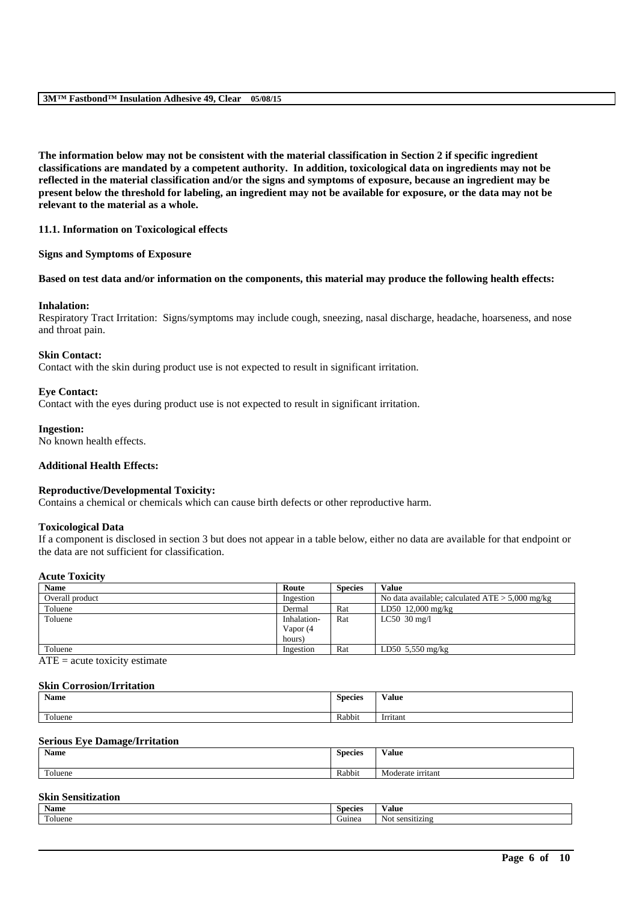**The information below may not be consistent with the material classification in Section 2 if specific ingredient classifications are mandated by a competent authority. In addition, toxicological data on ingredients may not be reflected in the material classification and/or the signs and symptoms of exposure, because an ingredient may be present below the threshold for labeling, an ingredient may not be available for exposure, or the data may not be relevant to the material as a whole.**

### 11.1. Information on Toxicological effects

**Signs and Symptoms of Exposure**

**Based on test data and/or information on the components, this material may produce the following health effects:**

**Inhalation:**
Respiratory Tract Irritation: Signs/symptoms may include cough, sneezing, nasal discharge, headache, hoarseness, and nose and throat pain.

**Skin Contact:**
Contact with the skin during product use is not expected to result in significant irritation.

**Eye Contact:**
Contact with the eyes during product use is not expected to result in significant irritation.

**Ingestion:**
No known health effects.

**Additional Health Effects:**

**Reproductive/Developmental Toxicity:**
Contains a chemical or chemicals which can cause birth defects or other reproductive harm.

**Toxicological Data**
If a component is disclosed in section 3 but does not appear in a table below, either no data are available for that endpoint or the data are not sufficient for classification.

**Acute Toxicity**

| Name | Route | Species | Value |
|---|---|---|---|
| Overall product | Ingestion | | No data available; calculated ATE > 5,000 mg/kg |
| Toluene | Dermal | Rat | LD50 12,000 mg/kg |
| Toluene | Inhalation-Vapor (4 hours) | Rat | LC50 30 mg/l |
| Toluene | Ingestion | Rat | LD50 5,550 mg/kg |

ATE = acute toxicity estimate

**Skin Corrosion/Irritation**

| Name | Species | Value |
|---|---|---|
| Toluene | Rabbit | Irritant |

**Serious Eye Damage/Irritation**

| Name | Species | Value |
|---|---|---|
| Toluene | Rabbit | Moderate irritant |

**Skin Sensitization**

| Name | Species | Value |
|---|---|---|
| Toluene | Guinea | Not sensitizing |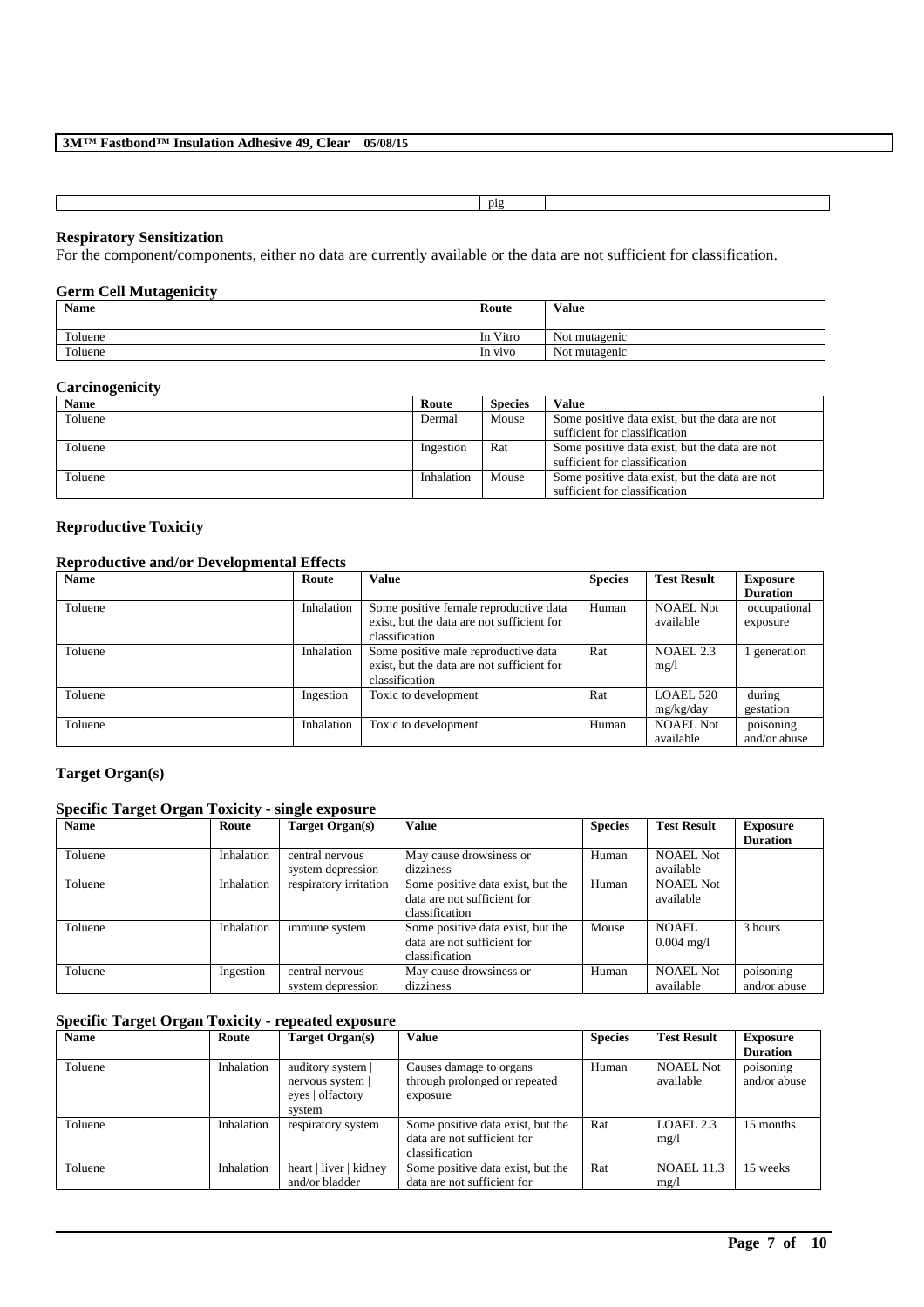| | pig | |
|---|---|---|

**Respiratory Sensitization**

For the component/components, either no data are currently available or the data are not sufficient for classification.

**Germ Cell Mutagenicity**

| Name | Route | Value |
|---|---|---|
| Toluene | In Vitro | Not mutagenic |
| Toluene | In vivo | Not mutagenic |

**Carcinogenicity**

| Name | Route | Species | Value |
|---|---|---|---|
| Toluene | Dermal | Mouse | Some positive data exist, but the data are not sufficient for classification |
| Toluene | Ingestion | Rat | Some positive data exist, but the data are not sufficient for classification |
| Toluene | Inhalation | Mouse | Some positive data exist, but the data are not sufficient for classification |

**Reproductive Toxicity**

**Reproductive and/or Developmental Effects**

| Name | Route | Value | Species | Test Result | Exposure Duration |
|---|---|---|---|---|---|
| Toluene | Inhalation | Some positive female reproductive data exist, but the data are not sufficient for classification | Human | NOAEL Not available | occupational exposure |
| Toluene | Inhalation | Some positive male reproductive data exist, but the data are not sufficient for classification | Rat | NOAEL 2.3 mg/l | 1 generation |
| Toluene | Ingestion | Toxic to development | Rat | LOAEL 520 mg/kg/day | during gestation |
| Toluene | Inhalation | Toxic to development | Human | NOAEL Not available | poisoning and/or abuse |

**Target Organ(s)**

**Specific Target Organ Toxicity - single exposure**

| Name | Route | Target Organ(s) | Value | Species | Test Result | Exposure Duration |
|---|---|---|---|---|---|---|
| Toluene | Inhalation | central nervous system depression | May cause drowsiness or dizziness | Human | NOAEL Not available | |
| Toluene | Inhalation | respiratory irritation | Some positive data exist, but the data are not sufficient for classification | Human | NOAEL Not available | |
| Toluene | Inhalation | immune system | Some positive data exist, but the data are not sufficient for classification | Mouse | NOAEL 0.004 mg/l | 3 hours |
| Toluene | Ingestion | central nervous system depression | May cause drowsiness or dizziness | Human | NOAEL Not available | poisoning and/or abuse |

**Specific Target Organ Toxicity - repeated exposure**

| Name | Route | Target Organ(s) | Value | Species | Test Result | Exposure Duration |
|---|---|---|---|---|---|---|
| Toluene | Inhalation | auditory system \| nervous system \| eyes \| olfactory system | Causes damage to organs through prolonged or repeated exposure | Human | NOAEL Not available | poisoning and/or abuse |
| Toluene | Inhalation | respiratory system | Some positive data exist, but the data are not sufficient for classification | Rat | LOAEL 2.3 mg/l | 15 months |
| Toluene | Inhalation | heart \| liver \| kidney and/or bladder | Some positive data exist, but the data are not sufficient for | Rat | NOAEL 11.3 mg/l | 15 weeks |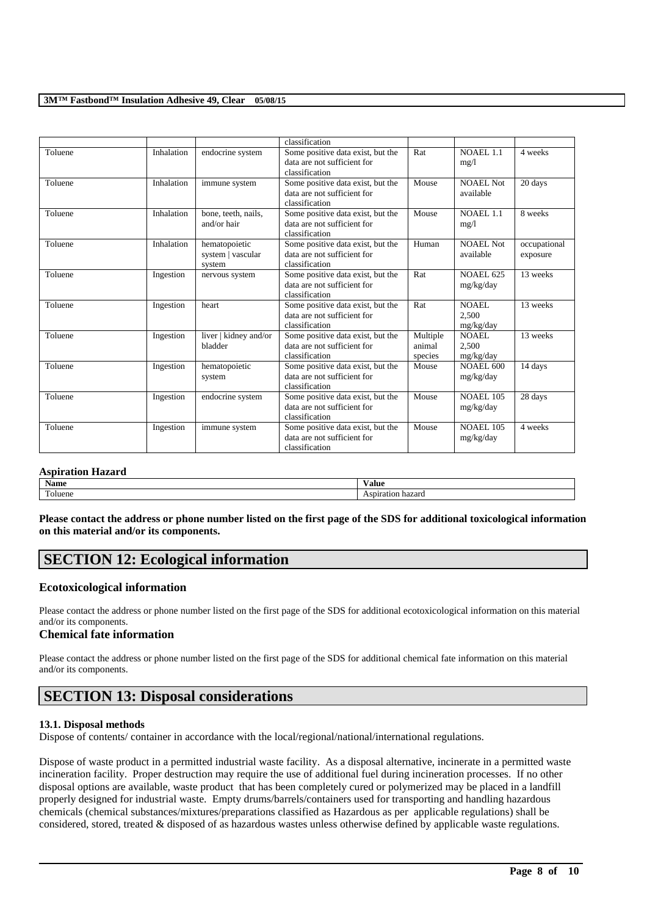| | | | classification | | | |
|---|---|---|---|---|---|---|
| Toluene | Inhalation | endocrine system | Some positive data exist, but the data are not sufficient for classification | Rat | NOAEL 1.1 mg/l | 4 weeks |
| Toluene | Inhalation | immune system | Some positive data exist, but the data are not sufficient for classification | Mouse | NOAEL Not available | 20 days |
| Toluene | Inhalation | bone, teeth, nails, and/or hair | Some positive data exist, but the data are not sufficient for classification | Mouse | NOAEL 1.1 mg/l | 8 weeks |
| Toluene | Inhalation | hematopoietic system \| vascular system | Some positive data exist, but the data are not sufficient for classification | Human | NOAEL Not available | occupational exposure |
| Toluene | Ingestion | nervous system | Some positive data exist, but the data are not sufficient for classification | Rat | NOAEL 625 mg/kg/day | 13 weeks |
| Toluene | Ingestion | heart | Some positive data exist, but the data are not sufficient for classification | Rat | NOAEL 2,500 mg/kg/day | 13 weeks |
| Toluene | Ingestion | liver \| kidney and/or bladder | Some positive data exist, but the data are not sufficient for classification | Multiple animal species | NOAEL 2,500 mg/kg/day | 13 weeks |
| Toluene | Ingestion | hematopoietic system | Some positive data exist, but the data are not sufficient for classification | Mouse | NOAEL 600 mg/kg/day | 14 days |
| Toluene | Ingestion | endocrine system | Some positive data exist, but the data are not sufficient for classification | Mouse | NOAEL 105 mg/kg/day | 28 days |
| Toluene | Ingestion | immune system | Some positive data exist, but the data are not sufficient for classification | Mouse | NOAEL 105 mg/kg/day | 4 weeks |

**Aspiration Hazard**

| Name | Value |
|---|---|
| Toluene | Aspiration hazard |

**Please contact the address or phone number listed on the first page of the SDS for additional toxicological information on this material and/or its components.**

## SECTION 12: Ecological information

### Ecotoxicological information

Please contact the address or phone number listed on the first page of the SDS for additional ecotoxicological information on this material and/or its components.

### Chemical fate information

Please contact the address or phone number listed on the first page of the SDS for additional chemical fate information on this material and/or its components.

## SECTION 13: Disposal considerations

#### 13.1. Disposal methods

Dispose of contents/ container in accordance with the local/regional/national/international regulations.

Dispose of waste product in a permitted industrial waste facility. As a disposal alternative, incinerate in a permitted waste incineration facility. Proper destruction may require the use of additional fuel during incineration processes. If no other disposal options are available, waste product that has been completely cured or polymerized may be placed in a landfill properly designed for industrial waste. Empty drums/barrels/containers used for transporting and handling hazardous chemicals (chemical substances/mixtures/preparations classified as Hazardous as per applicable regulations) shall be considered, stored, treated & disposed of as hazardous wastes unless otherwise defined by applicable waste regulations.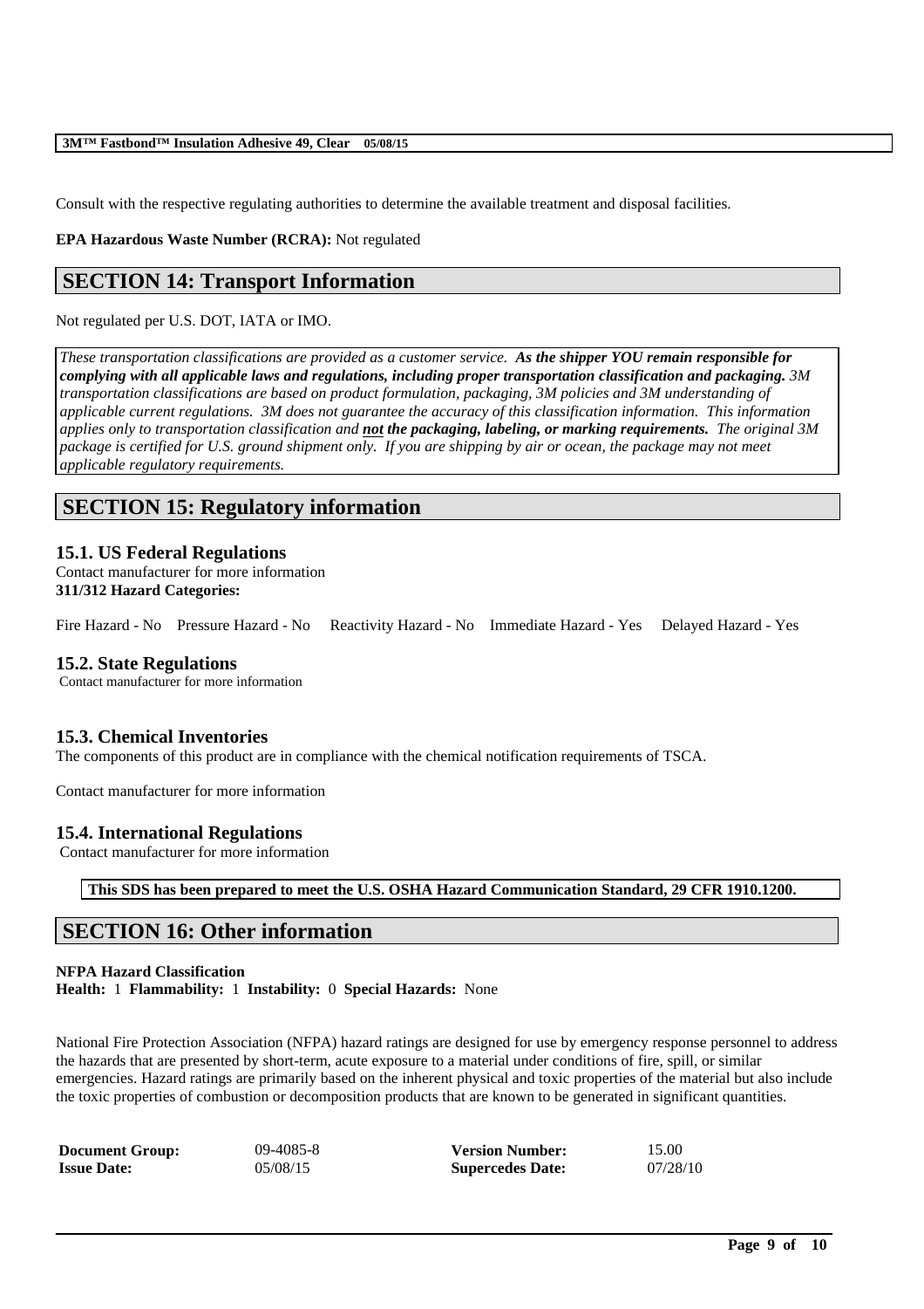Consult with the respective regulating authorities to determine the available treatment and disposal facilities.

**EPA Hazardous Waste Number (RCRA):** Not regulated

## SECTION 14: Transport Information

Not regulated per U.S. DOT, IATA or IMO.

*These transportation classifications are provided as a customer service. **As the shipper YOU remain responsible for complying with all applicable laws and regulations, including proper transportation classification and packaging.** 3M transportation classifications are based on product formulation, packaging, 3M policies and 3M understanding of applicable current regulations. 3M does not guarantee the accuracy of this classification information. This information applies only to transportation classification and **not the packaging, labeling, or marking requirements.** The original 3M package is certified for U.S. ground shipment only. If you are shipping by air or ocean, the package may not meet applicable regulatory requirements.*

## SECTION 15: Regulatory information

### 15.1. US Federal Regulations

Contact manufacturer for more information

**311/312 Hazard Categories:**

Fire Hazard - No Pressure Hazard - No Reactivity Hazard - No Immediate Hazard - Yes Delayed Hazard - Yes

### 15.2. State Regulations

Contact manufacturer for more information

### 15.3. Chemical Inventories

The components of this product are in compliance with the chemical notification requirements of TSCA.

Contact manufacturer for more information

### 15.4. International Regulations

Contact manufacturer for more information

**This SDS has been prepared to meet the U.S. OSHA Hazard Communication Standard, 29 CFR 1910.1200.**

## SECTION 16: Other information

**NFPA Hazard Classification**

**Health:** 1 **Flammability:** 1 **Instability:** 0 **Special Hazards:** None

National Fire Protection Association (NFPA) hazard ratings are designed for use by emergency response personnel to address the hazards that are presented by short-term, acute exposure to a material under conditions of fire, spill, or similar emergencies. Hazard ratings are primarily based on the inherent physical and toxic properties of the material but also include the toxic properties of combustion or decomposition products that are known to be generated in significant quantities.

| **Document Group:** | 09-4085-8 | **Version Number:** | 15.00 |
|---|---|---|---|
| **Issue Date:** | 05/08/15 | **Supercedes Date:** | 07/28/10 |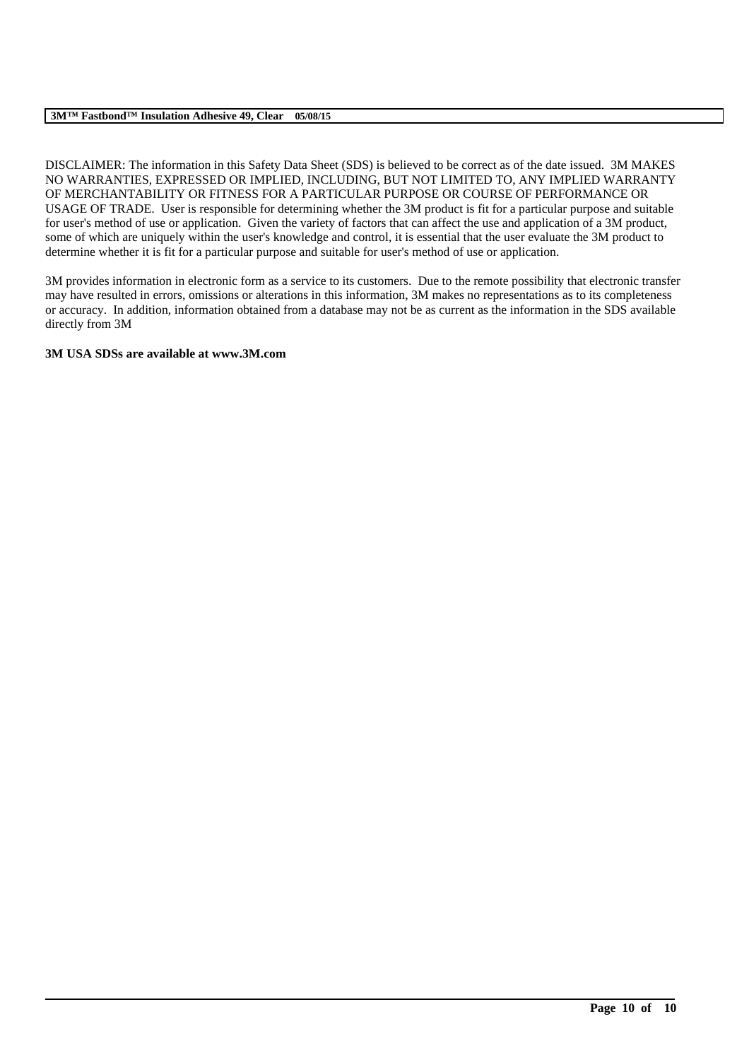DISCLAIMER: The information in this Safety Data Sheet (SDS) is believed to be correct as of the date issued. 3M MAKES NO WARRANTIES, EXPRESSED OR IMPLIED, INCLUDING, BUT NOT LIMITED TO, ANY IMPLIED WARRANTY OF MERCHANTABILITY OR FITNESS FOR A PARTICULAR PURPOSE OR COURSE OF PERFORMANCE OR USAGE OF TRADE. User is responsible for determining whether the 3M product is fit for a particular purpose and suitable for user's method of use or application. Given the variety of factors that can affect the use and application of a 3M product, some of which are uniquely within the user's knowledge and control, it is essential that the user evaluate the 3M product to determine whether it is fit for a particular purpose and suitable for user's method of use or application.

3M provides information in electronic form as a service to its customers. Due to the remote possibility that electronic transfer may have resulted in errors, omissions or alterations in this information, 3M makes no representations as to its completeness or accuracy. In addition, information obtained from a database may not be as current as the information in the SDS available directly from 3M

**3M USA SDSs are available at www.3M.com**